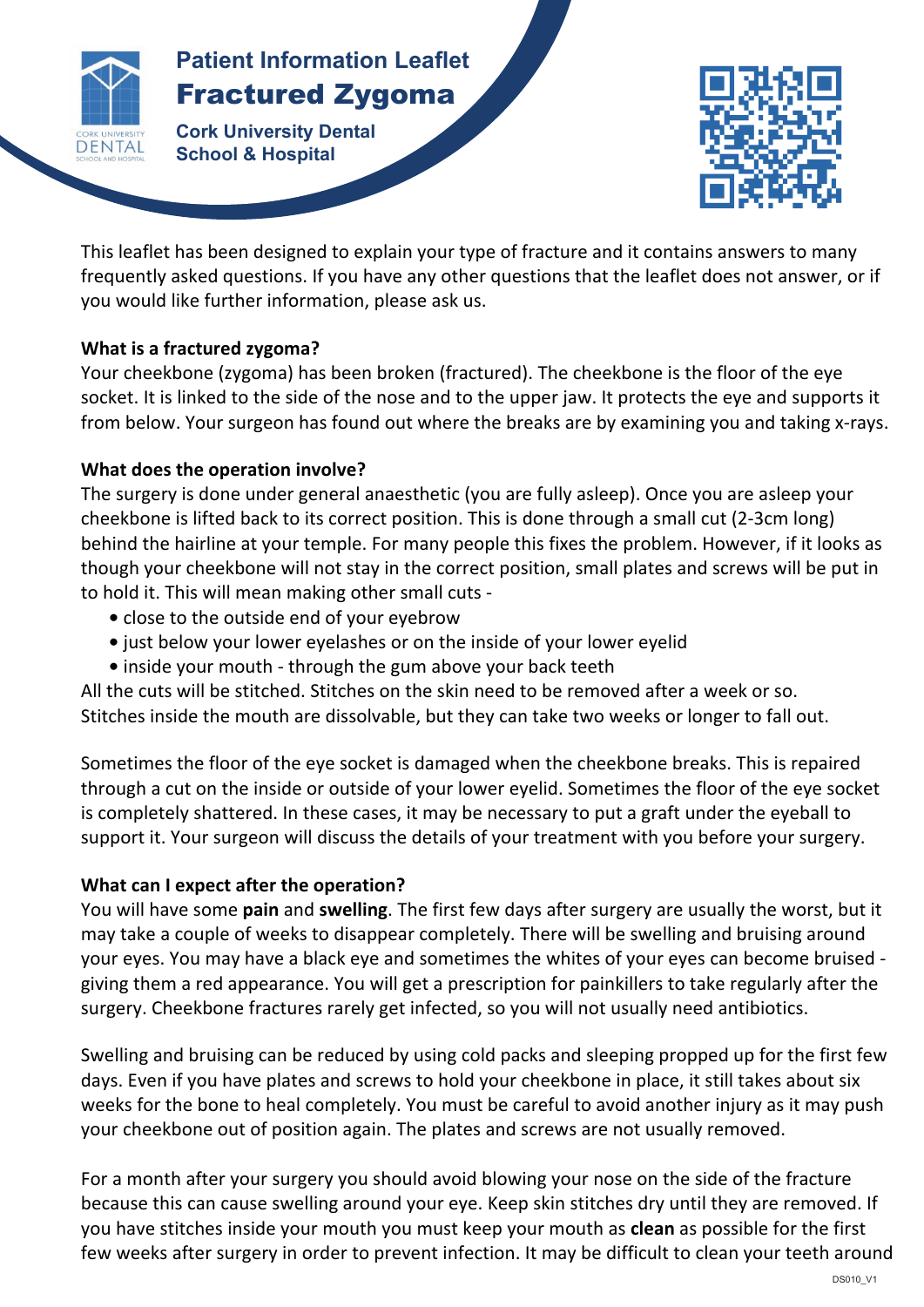# Patient Information Leaflet

# Fractured Zygoma

**Cork University Dental School & Hospital**

This leaflet has been designed to explain your type of fracture and it contains answers to many frequently asked questions. If you have any other questions that the leaflet does not answer, or if you would like further information, please ask us.

**What is a fractured zygoma?**

Your cheekbone (zygoma) has been broken (fractured). The cheekbone is the floor of the eye socket. It is linked to the side of the nose and to the upper jaw. It protects the eye and supports it from below. Your surgeon has found out where the breaks are by examining you and taking x-rays.

**What does the operation involve?**

The surgery is done under general anaesthetic (you are fully asleep). Once you are asleep your cheekbone is lifted back to its correct position. This is done through a small cut (2-3cm long) behind the hairline at your temple. For many people this fixes the problem. However, if it looks as though your cheekbone will not stay in the correct position, small plates and screws will be put in to hold it. This will mean making other small cuts -

- close to the outside end of your eyebrow
- just below your lower eyelashes or on the inside of your lower eyelid
- inside your mouth - through the gum above your back teeth

All the cuts will be stitched. Stitches on the skin need to be removed after a week or so. Stitches inside the mouth are dissolvable, but they can take two weeks or longer to fall out.

Sometimes the floor of the eye socket is damaged when the cheekbone breaks. This is repaired through a cut on the inside or outside of your lower eyelid. Sometimes the floor of the eye socket is completely shattered. In these cases, it may be necessary to put a graft under the eyeball to support it. Your surgeon will discuss the details of your treatment with you before your surgery.

**What can I expect after the operation?**

You will have some **pain** and **swelling**. The first few days after surgery are usually the worst, but it may take a couple of weeks to disappear completely. There will be swelling and bruising around your eyes. You may have a black eye and sometimes the whites of your eyes can become bruised - giving them a red appearance. You will get a prescription for painkillers to take regularly after the surgery. Cheekbone fractures rarely get infected, so you will not usually need antibiotics.

Swelling and bruising can be reduced by using cold packs and sleeping propped up for the first few days. Even if you have plates and screws to hold your cheekbone in place, it still takes about six weeks for the bone to heal completely. You must be careful to avoid another injury as it may push your cheekbone out of position again. The plates and screws are not usually removed.

For a month after your surgery you should avoid blowing your nose on the side of the fracture because this can cause swelling around your eye. Keep skin stitches dry until they are removed. If you have stitches inside your mouth you must keep your mouth as **clean** as possible for the first few weeks after surgery in order to prevent infection. It may be difficult to clean your teeth around

DS010_V1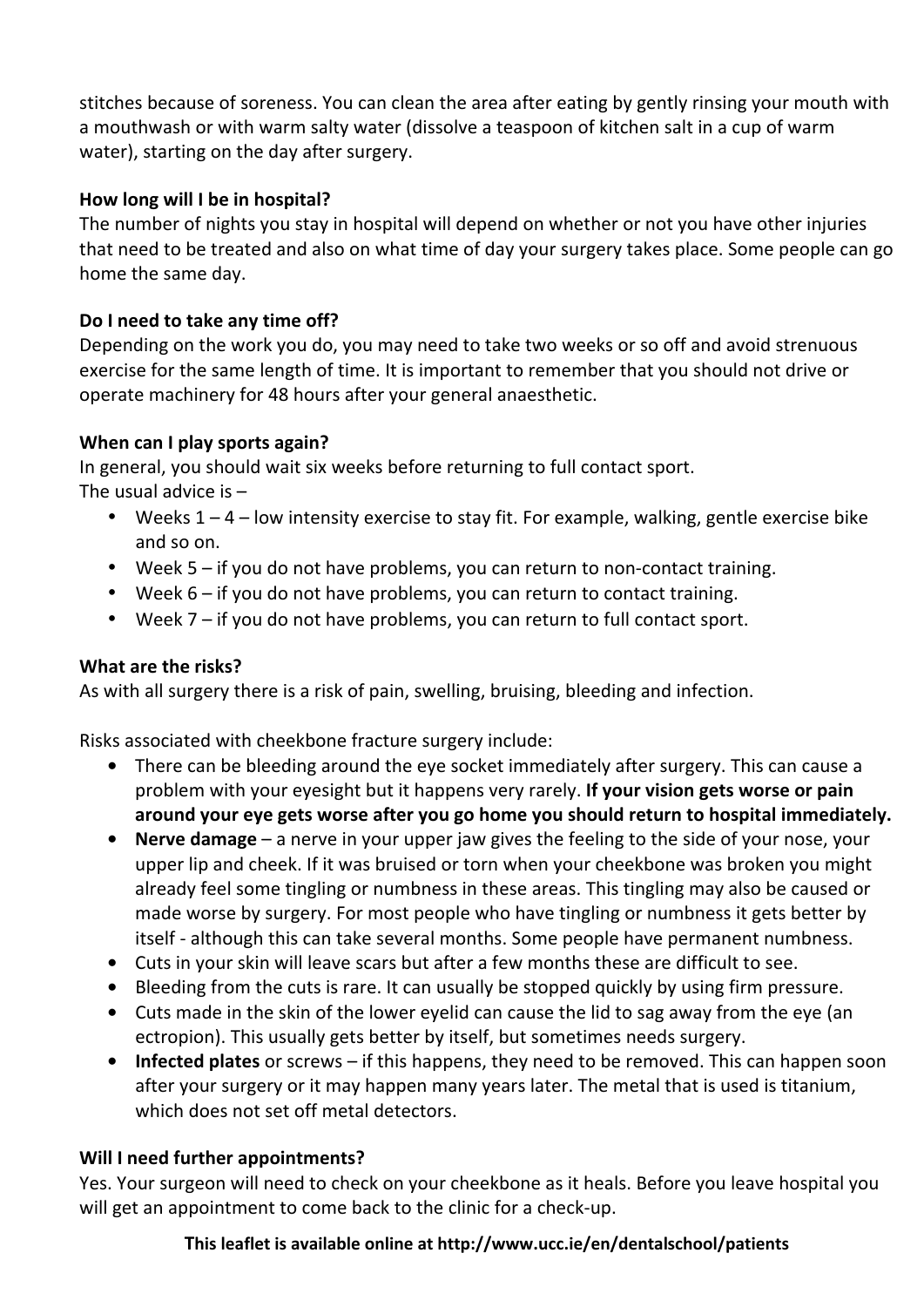stitches because of soreness. You can clean the area after eating by gently rinsing your mouth with a mouthwash or with warm salty water (dissolve a teaspoon of kitchen salt in a cup of warm water), starting on the day after surgery.

**How long will I be in hospital?**

The number of nights you stay in hospital will depend on whether or not you have other injuries that need to be treated and also on what time of day your surgery takes place. Some people can go home the same day.

**Do I need to take any time off?**

Depending on the work you do, you may need to take two weeks or so off and avoid strenuous exercise for the same length of time. It is important to remember that you should not drive or operate machinery for 48 hours after your general anaesthetic.

**When can I play sports again?**

In general, you should wait six weeks before returning to full contact sport.
The usual advice is –

- Weeks 1 – 4 – low intensity exercise to stay fit. For example, walking, gentle exercise bike and so on.
- Week 5 – if you do not have problems, you can return to non-contact training.
- Week 6 – if you do not have problems, you can return to contact training.
- Week 7 – if you do not have problems, you can return to full contact sport.

**What are the risks?**

As with all surgery there is a risk of pain, swelling, bruising, bleeding and infection.

Risks associated with cheekbone fracture surgery include:

- There can be bleeding around the eye socket immediately after surgery. This can cause a problem with your eyesight but it happens very rarely. **If your vision gets worse or pain around your eye gets worse after you go home you should return to hospital immediately.**
- **Nerve damage** – a nerve in your upper jaw gives the feeling to the side of your nose, your upper lip and cheek. If it was bruised or torn when your cheekbone was broken you might already feel some tingling or numbness in these areas. This tingling may also be caused or made worse by surgery. For most people who have tingling or numbness it gets better by itself - although this can take several months. Some people have permanent numbness.
- Cuts in your skin will leave scars but after a few months these are difficult to see.
- Bleeding from the cuts is rare. It can usually be stopped quickly by using firm pressure.
- Cuts made in the skin of the lower eyelid can cause the lid to sag away from the eye (an ectropion). This usually gets better by itself, but sometimes needs surgery.
- **Infected plates** or screws – if this happens, they need to be removed. This can happen soon after your surgery or it may happen many years later. The metal that is used is titanium, which does not set off metal detectors.

**Will I need further appointments?**

Yes. Your surgeon will need to check on your cheekbone as it heals. Before you leave hospital you will get an appointment to come back to the clinic for a check-up.

**This leaflet is available online at http://www.ucc.ie/en/dentalschool/patients**